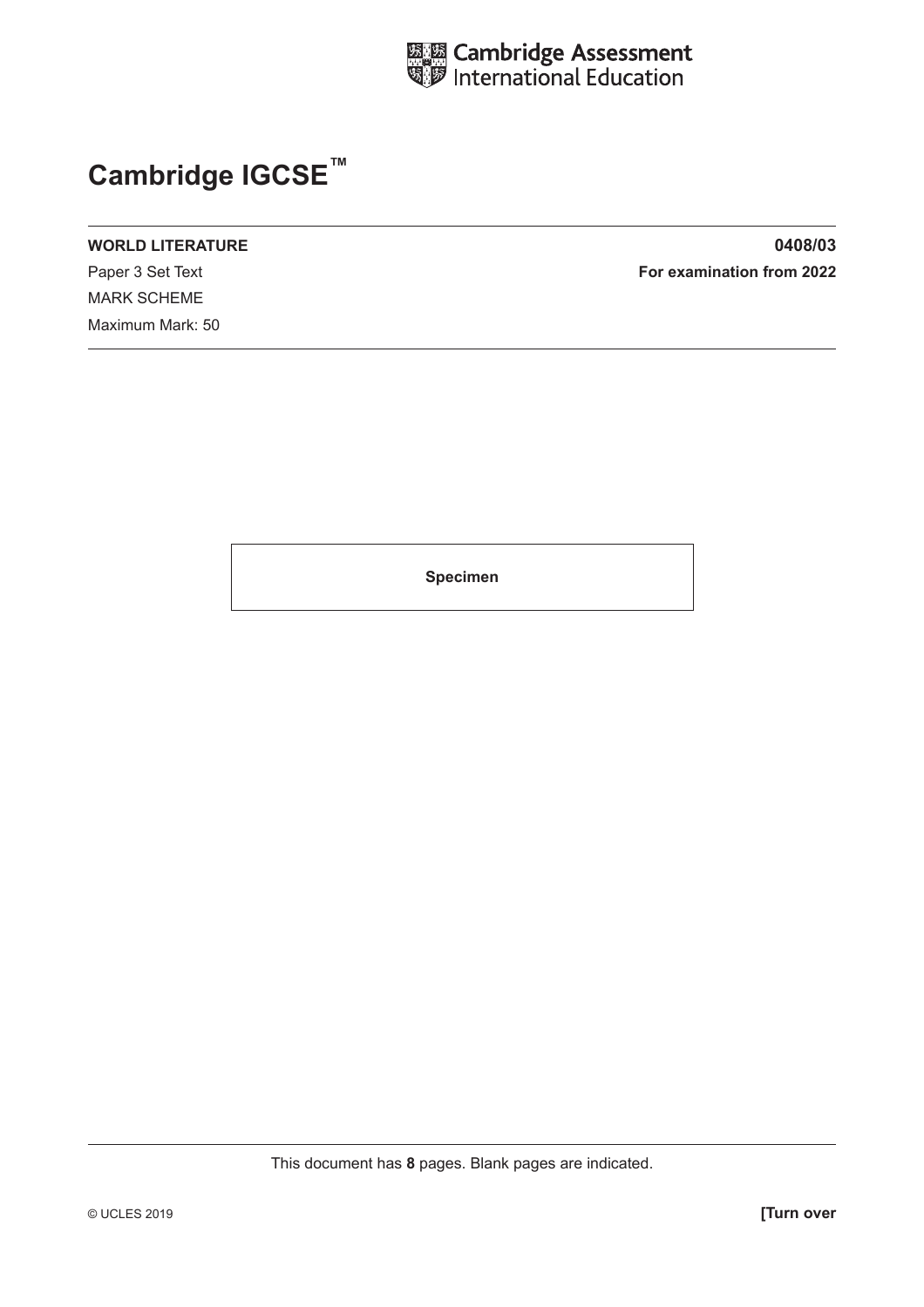Cambridge Assessment International Education

# Cambridge IGCSE™

**WORLD LITERATURE** **0408/03**

Paper 3 Set Text **For examination from 2022**

MARK SCHEME

Maximum Mark: 50

**Specimen**

This document has **8** pages. Blank pages are indicated.

© UCLES 2019 **[Turn over**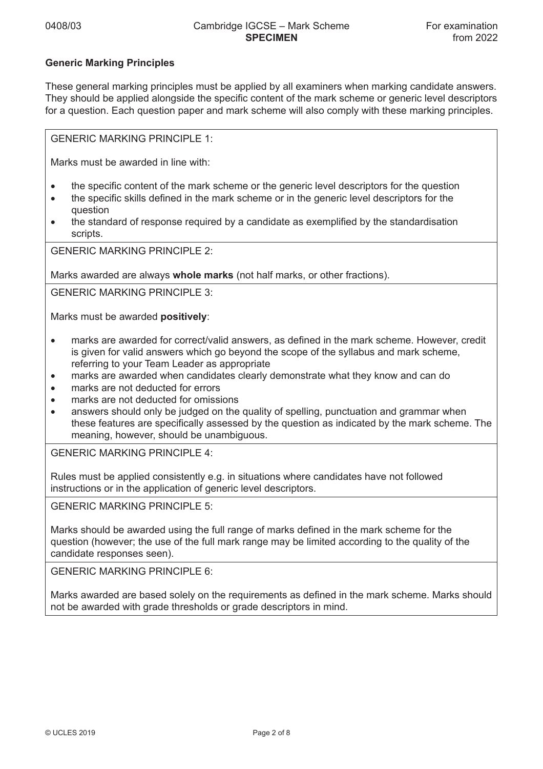## Generic Marking Principles

These general marking principles must be applied by all examiners when marking candidate answers. They should be applied alongside the specific content of the mark scheme or generic level descriptors for a question. Each question paper and mark scheme will also comply with these marking principles.

GENERIC MARKING PRINCIPLE 1:

Marks must be awarded in line with:

- the specific content of the mark scheme or the generic level descriptors for the question
- the specific skills defined in the mark scheme or in the generic level descriptors for the question
- the standard of response required by a candidate as exemplified by the standardisation scripts.

GENERIC MARKING PRINCIPLE 2:

Marks awarded are always **whole marks** (not half marks, or other fractions).

GENERIC MARKING PRINCIPLE 3:

Marks must be awarded **positively**:

- marks are awarded for correct/valid answers, as defined in the mark scheme. However, credit is given for valid answers which go beyond the scope of the syllabus and mark scheme, referring to your Team Leader as appropriate
- marks are awarded when candidates clearly demonstrate what they know and can do
- marks are not deducted for errors
- marks are not deducted for omissions
- answers should only be judged on the quality of spelling, punctuation and grammar when these features are specifically assessed by the question as indicated by the mark scheme. The meaning, however, should be unambiguous.

GENERIC MARKING PRINCIPLE 4:

Rules must be applied consistently e.g. in situations where candidates have not followed instructions or in the application of generic level descriptors.

GENERIC MARKING PRINCIPLE 5:

Marks should be awarded using the full range of marks defined in the mark scheme for the question (however; the use of the full mark range may be limited according to the quality of the candidate responses seen).

GENERIC MARKING PRINCIPLE 6:

Marks awarded are based solely on the requirements as defined in the mark scheme. Marks should not be awarded with grade thresholds or grade descriptors in mind.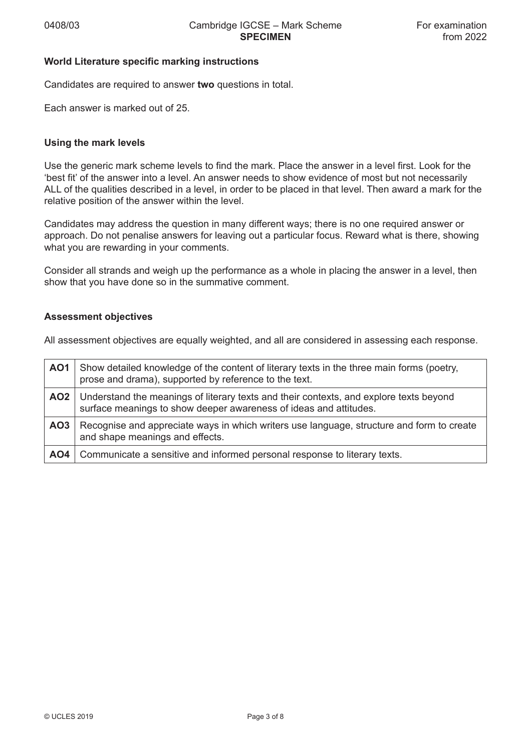### World Literature specific marking instructions

Candidates are required to answer **two** questions in total.

Each answer is marked out of 25.

### Using the mark levels

Use the generic mark scheme levels to find the mark. Place the answer in a level first. Look for the 'best fit' of the answer into a level. An answer needs to show evidence of most but not necessarily ALL of the qualities described in a level, in order to be placed in that level. Then award a mark for the relative position of the answer within the level.

Candidates may address the question in many different ways; there is no one required answer or approach. Do not penalise answers for leaving out a particular focus. Reward what is there, showing what you are rewarding in your comments.

Consider all strands and weigh up the performance as a whole in placing the answer in a level, then show that you have done so in the summative comment.

### Assessment objectives

All assessment objectives are equally weighted, and all are considered in assessing each response.

| | |
|---|---|
| **AO1** | Show detailed knowledge of the content of literary texts in the three main forms (poetry, prose and drama), supported by reference to the text. |
| **AO2** | Understand the meanings of literary texts and their contexts, and explore texts beyond surface meanings to show deeper awareness of ideas and attitudes. |
| **AO3** | Recognise and appreciate ways in which writers use language, structure and form to create and shape meanings and effects. |
| **AO4** | Communicate a sensitive and informed personal response to literary texts. |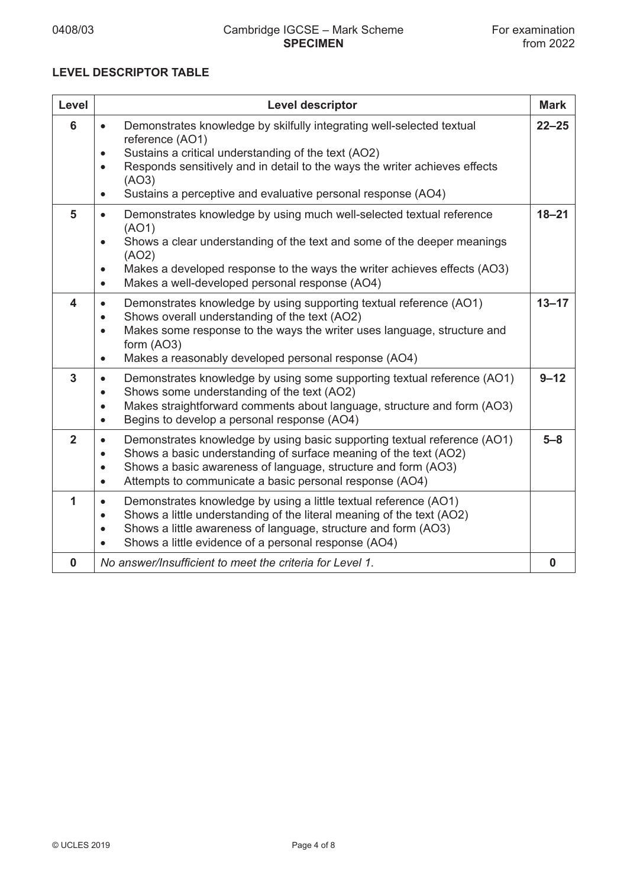## LEVEL DESCRIPTOR TABLE

| Level | Level descriptor | Mark |
|---|---|---|
| 6 | • Demonstrates knowledge by skilfully integrating well-selected textual reference (AO1)<br>• Sustains a critical understanding of the text (AO2)<br>• Responds sensitively and in detail to the ways the writer achieves effects (AO3)<br>• Sustains a perceptive and evaluative personal response (AO4) | 22–25 |
| 5 | • Demonstrates knowledge by using much well-selected textual reference (AO1)<br>• Shows a clear understanding of the text and some of the deeper meanings (AO2)<br>• Makes a developed response to the ways the writer achieves effects (AO3)<br>• Makes a well-developed personal response (AO4) | 18–21 |
| 4 | • Demonstrates knowledge by using supporting textual reference (AO1)<br>• Shows overall understanding of the text (AO2)<br>• Makes some response to the ways the writer uses language, structure and form (AO3)<br>• Makes a reasonably developed personal response (AO4) | 13–17 |
| 3 | • Demonstrates knowledge by using some supporting textual reference (AO1)<br>• Shows some understanding of the text (AO2)<br>• Makes straightforward comments about language, structure and form (AO3)<br>• Begins to develop a personal response (AO4) | 9–12 |
| 2 | • Demonstrates knowledge by using basic supporting textual reference (AO1)<br>• Shows a basic understanding of surface meaning of the text (AO2)<br>• Shows a basic awareness of language, structure and form (AO3)<br>• Attempts to communicate a basic personal response (AO4) | 5–8 |
| 1 | • Demonstrates knowledge by using a little textual reference (AO1)<br>• Shows a little understanding of the literal meaning of the text (AO2)<br>• Shows a little awareness of language, structure and form (AO3)<br>• Shows a little evidence of a personal response (AO4) | |
| 0 | *No answer/Insufficient to meet the criteria for Level 1.* | 0 |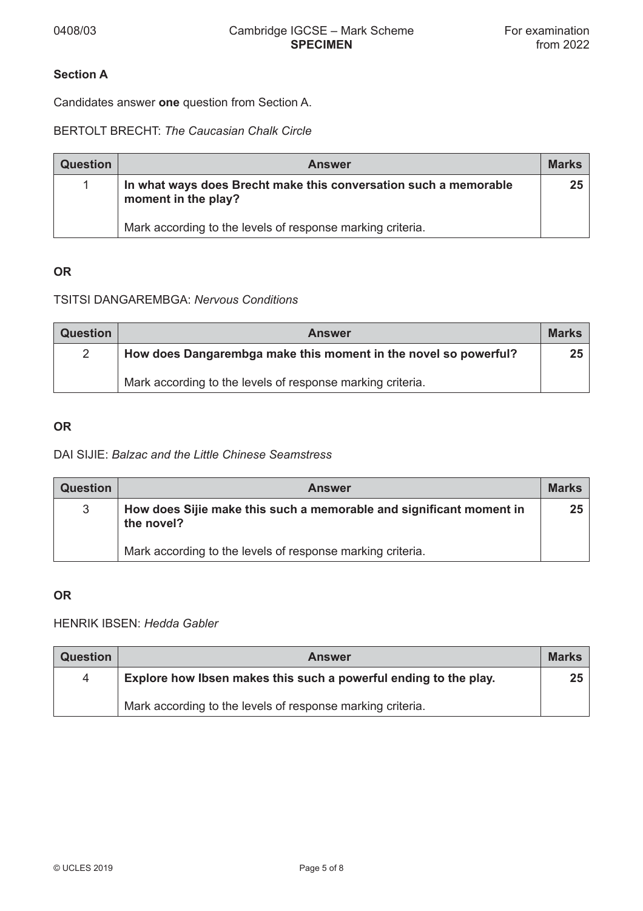**Section A**

Candidates answer **one** question from Section A.

BERTOLT BRECHT: *The Caucasian Chalk Circle*

| Question | Answer | Marks |
|---|---|---|
| 1 | **In what ways does Brecht make this conversation such a memorable moment in the play?**<br><br>Mark according to the levels of response marking criteria. | **25** |

**OR**

TSITSI DANGAREMBGA: *Nervous Conditions*

| Question | Answer | Marks |
|---|---|---|
| 2 | **How does Dangarembga make this moment in the novel so powerful?**<br><br>Mark according to the levels of response marking criteria. | **25** |

**OR**

DAI SIJIE: *Balzac and the Little Chinese Seamstress*

| Question | Answer | Marks |
|---|---|---|
| 3 | **How does Sijie make this such a memorable and significant moment in the novel?**<br><br>Mark according to the levels of response marking criteria. | **25** |

**OR**

HENRIK IBSEN: *Hedda Gabler*

| Question | Answer | Marks |
|---|---|---|
| 4 | **Explore how Ibsen makes this such a powerful ending to the play.**<br><br>Mark according to the levels of response marking criteria. | **25** |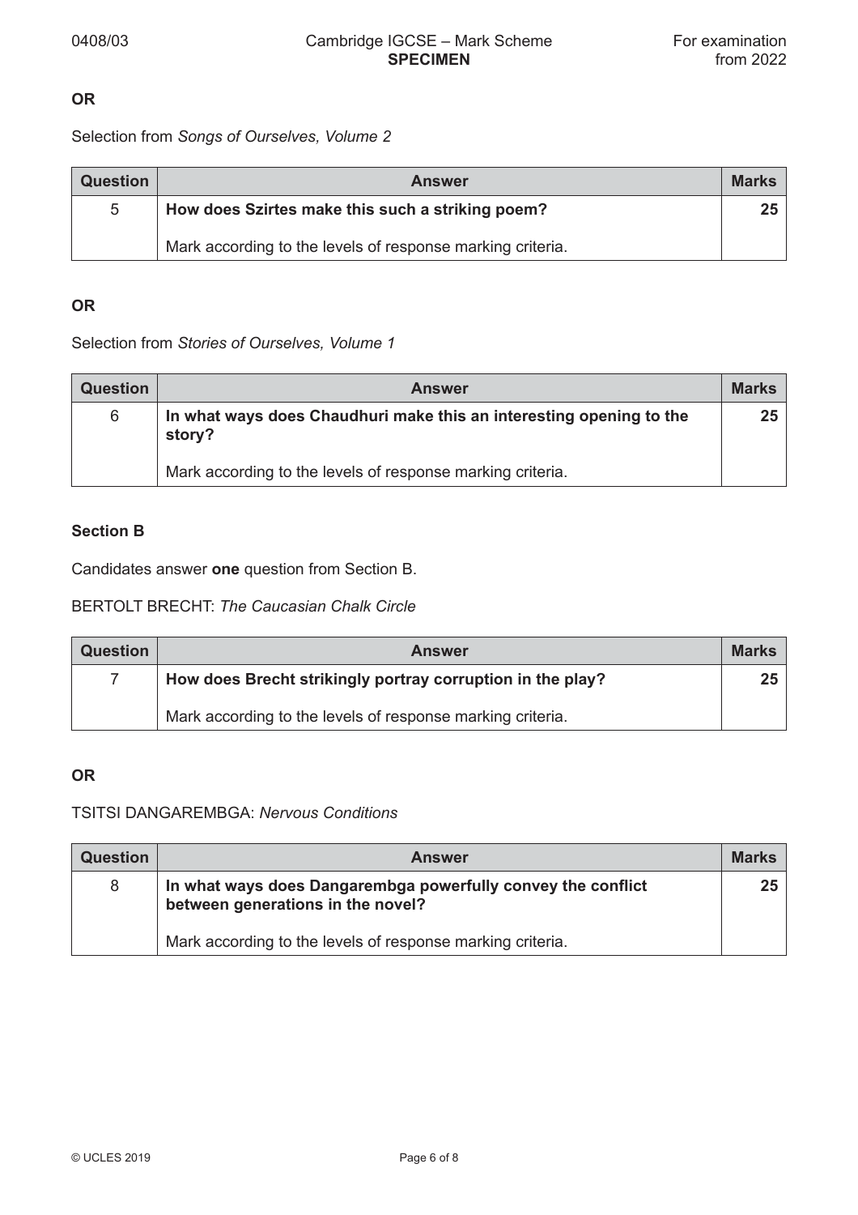**OR**

Selection from *Songs of Ourselves, Volume 2*

| Question | Answer | Marks |
|---|---|---|
| 5 | **How does Szirtes make this such a striking poem?**<br><br>Mark according to the levels of response marking criteria. | 25 |

**OR**

Selection from *Stories of Ourselves, Volume 1*

| Question | Answer | Marks |
|---|---|---|
| 6 | **In what ways does Chaudhuri make this an interesting opening to the story?**<br><br>Mark according to the levels of response marking criteria. | 25 |

**Section B**

Candidates answer **one** question from Section B.

BERTOLT BRECHT: *The Caucasian Chalk Circle*

| Question | Answer | Marks |
|---|---|---|
| 7 | **How does Brecht strikingly portray corruption in the play?**<br><br>Mark according to the levels of response marking criteria. | 25 |

**OR**

TSITSI DANGAREMBGA: *Nervous Conditions*

| Question | Answer | Marks |
|---|---|---|
| 8 | **In what ways does Dangarembga powerfully convey the conflict between generations in the novel?**<br><br>Mark according to the levels of response marking criteria. | 25 |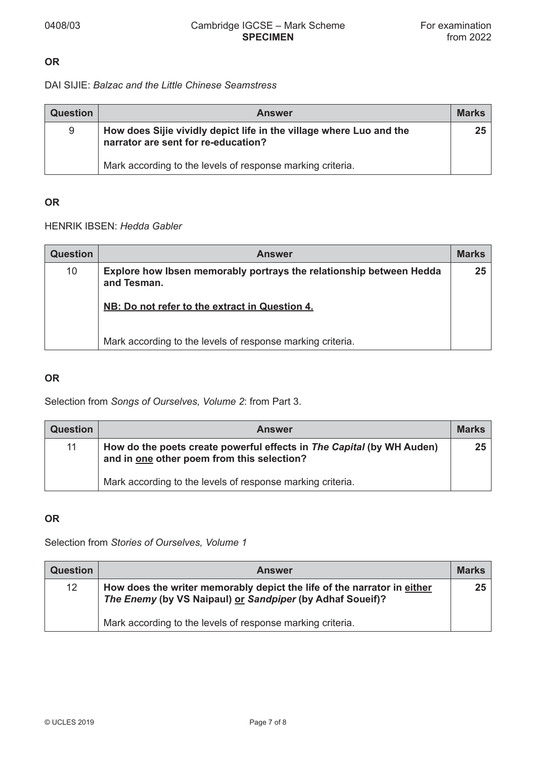**OR**

DAI SIJIE: *Balzac and the Little Chinese Seamstress*

| Question | Answer | Marks |
|---|---|---|
| 9 | **How does Sijie vividly depict life in the village where Luo and the narrator are sent for re-education?**<br><br>Mark according to the levels of response marking criteria. | **25** |

**OR**

HENRIK IBSEN: *Hedda Gabler*

| Question | Answer | Marks |
|---|---|---|
| 10 | **Explore how Ibsen memorably portrays the relationship between Hedda and Tesman.**<br><br><u>**NB: Do not refer to the extract in Question 4.**</u><br><br>Mark according to the levels of response marking criteria. | **25** |

**OR**

Selection from *Songs of Ourselves, Volume 2*: from Part 3.

| Question | Answer | Marks |
|---|---|---|
| 11 | **How do the poets create powerful effects in *The Capital* (by WH Auden) and in <u>one</u> other poem from this selection?**<br><br>Mark according to the levels of response marking criteria. | **25** |

**OR**

Selection from *Stories of Ourselves, Volume 1*

| Question | Answer | Marks |
|---|---|---|
| 12 | **How does the writer memorably depict the life of the narrator in <u>either</u> *The Enemy* (by VS Naipaul) <u>or</u> *Sandpiper* (by Adhaf Soueif)?**<br><br>Mark according to the levels of response marking criteria. | **25** |